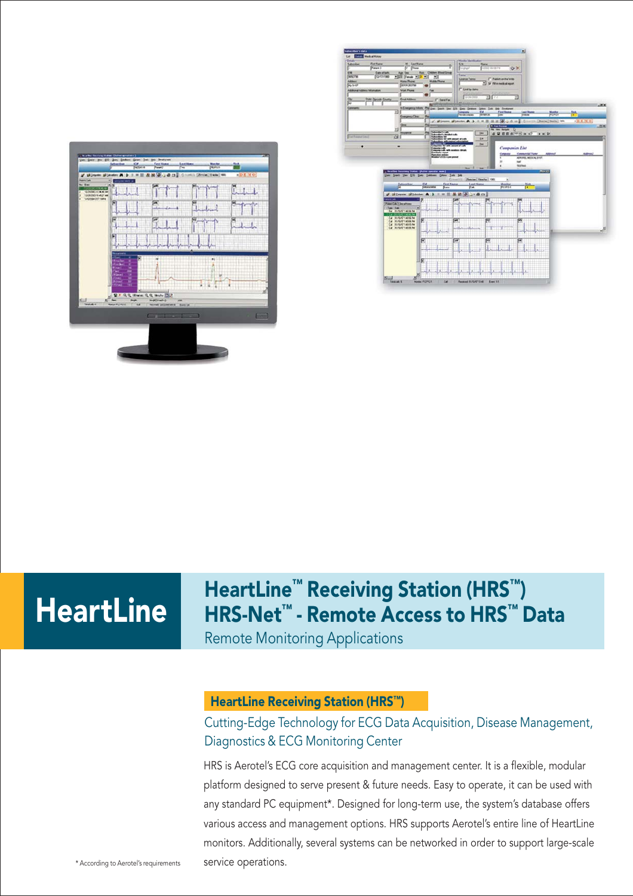HeartLine

# HeartLine™ Receiving Station (HRS™) HRS-Net™ - Remote Access to HRS™ Data

Remote Monitoring Applications

## HeartLine Receiving Station (HRS™)

### Cutting-Edge Technology for ECG Data Acquisition, Disease Management, Diagnostics & ECG Monitoring Center

HRS is Aerotel's ECG core acquisition and management center. It is a flexible, modular platform designed to serve present & future needs. Easy to operate, it can be used with any standard PC equipment*. Designed for long-term use, the system's database offers various access and management options. HRS supports Aerotel's entire line of HeartLine monitors. Additionally, several systems can be networked in order to support large-scale service operations.

* According to Aerotel's requirements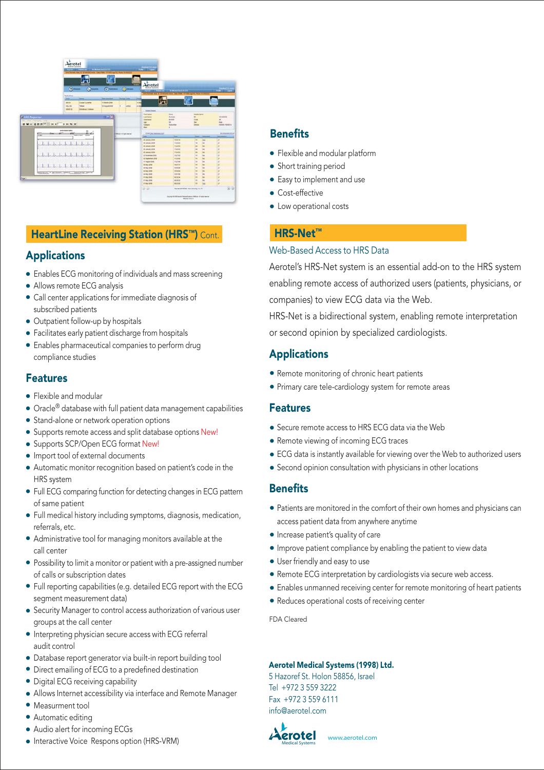## HeartLine Receiving Station (HRS™) Cont.

### Applications

- Enables ECG monitoring of individuals and mass screening
- Allows remote ECG analysis
- Call center applications for immediate diagnosis of subscribed patients
- Outpatient follow-up by hospitals
- Facilitates early patient discharge from hospitals
- Enables pharmaceutical companies to perform drug compliance studies

### Features

- Flexible and modular
- Oracle® database with full patient data management capabilities
- Stand-alone or network operation options
- Supports remote access and split database options New!
- Supports SCP/Open ECG format New!
- Import tool of external documents
- Automatic monitor recognition based on patient's code in the HRS system
- Full ECG comparing function for detecting changes in ECG pattern of same patient
- Full medical history including symptoms, diagnosis, medication, referrals, etc.
- Administrative tool for managing monitors available at the call center
- Possibility to limit a monitor or patient with a pre-assigned number of calls or subscription dates
- Full reporting capabilities (e.g. detailed ECG report with the ECG segment measurement data)
- Security Manager to control access authorization of various user groups at the call center
- Interpreting physician secure access with ECG referral audit control
- Database report generator via built-in report building tool
- Direct emailing of ECG to a predefined destination
- Digital ECG receiving capability
- Allows Internet accessibility via interface and Remote Manager
- Measurment tool
- Automatic editing
- Audio alert for incoming ECGs
- Interactive Voice Respons option (HRS-VRM)

### Benefits

- Flexible and modular platform
- Short training period
- Easy to implement and use
- Cost-effective
- Low operational costs

## HRS-Net™

Web-Based Access to HRS Data

Aerotel's HRS-Net system is an essential add-on to the HRS system enabling remote access of authorized users (patients, physicians, or companies) to view ECG data via the Web.

HRS-Net is a bidirectional system, enabling remote interpretation or second opinion by specialized cardiologists.

### Applications

- Remote monitoring of chronic heart patients
- Primary care tele-cardiology system for remote areas

### Features

- Secure remote access to HRS ECG data via the Web
- Remote viewing of incoming ECG traces
- ECG data is instantly available for viewing over the Web to authorized users
- Second opinion consultation with physicians in other locations

### Benefits

- Patients are monitored in the comfort of their own homes and physicians can access patient data from anywhere anytime
- Increase patient's quality of care
- Improve patient compliance by enabling the patient to view data
- User friendly and easy to use
- Remote ECG interpretation by cardiologists via secure web access.
- Enables unmanned receiving center for remote monitoring of heart patients
- Reduces operational costs of receiving center

FDA Cleared

**Aerotel Medical Systems (1998) Ltd.**
5 Hazoref St. Holon 58856, Israel
Tel +972 3 559 3222
Fax +972 3 559 6111
info@aerotel.com

Aerotel Medical Systems

www.aerotel.com